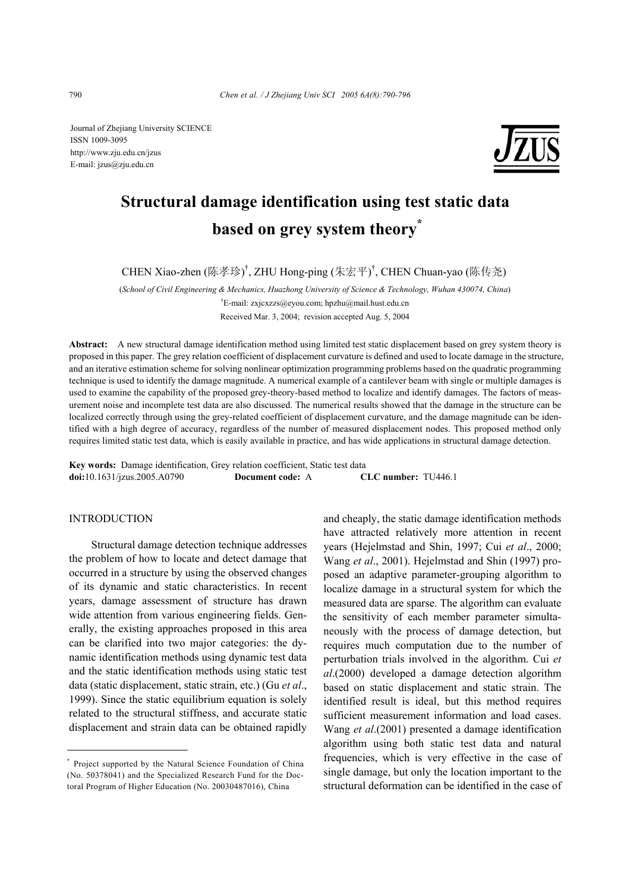Journal of Zhejiang University SCIENCE
ISSN 1009-3095
http://www.zju.edu.cn/jzus
E-mail: jzus@zju.edu.cn

# Structural damage identification using test static data based on grey system theory*

CHEN Xiao-zhen (陈孝珍)†, ZHU Hong-ping (朱宏平)†, CHEN Chuan-yao (陈传尧)

(*School of Civil Engineering & Mechanics, Huazhong University of Science & Technology, Wuhan 430074, China*)

†E-mail: zxjcxzzs@eyou.com; hpzhu@mail.hust.edu.cn

Received Mar. 3, 2004; revision accepted Aug. 5, 2004

**Abstract:** A new structural damage identification method using limited test static displacement based on grey system theory is proposed in this paper. The grey relation coefficient of displacement curvature is defined and used to locate damage in the structure, and an iterative estimation scheme for solving nonlinear optimization programming problems based on the quadratic programming technique is used to identify the damage magnitude. A numerical example of a cantilever beam with single or multiple damages is used to examine the capability of the proposed grey-theory-based method to localize and identify damages. The factors of measurement noise and incomplete test data are also discussed. The numerical results showed that the damage in the structure can be localized correctly through using the grey-related coefficient of displacement curvature, and the damage magnitude can be identified with a high degree of accuracy, regardless of the number of measured displacement nodes. This proposed method only requires limited static test data, which is easily available in practice, and has wide applications in structural damage detection.

**Key words:** Damage identification, Grey relation coefficient, Static test data
**doi:**10.1631/jzus.2005.A0790 **Document code:** A **CLC number:** TU446.1

## INTRODUCTION

Structural damage detection technique addresses the problem of how to locate and detect damage that occurred in a structure by using the observed changes of its dynamic and static characteristics. In recent years, damage assessment of structure has drawn wide attention from various engineering fields. Generally, the existing approaches proposed in this area can be clarified into two major categories: the dynamic identification methods using dynamic test data and the static identification methods using static test data (static displacement, static strain, etc.) (Gu *et al*., 1999). Since the static equilibrium equation is solely related to the structural stiffness, and accurate static displacement and strain data can be obtained rapidly and cheaply, the static damage identification methods have attracted relatively more attention in recent years (Hejelmstad and Shin, 1997; Cui *et al*., 2000; Wang *et al*., 2001). Hejelmstad and Shin (1997) proposed an adaptive parameter-grouping algorithm to localize damage in a structural system for which the measured data are sparse. The algorithm can evaluate the sensitivity of each member parameter simultaneously with the process of damage detection, but requires much computation due to the number of perturbation trials involved in the algorithm. Cui *et al*.(2000) developed a damage detection algorithm based on static displacement and static strain. The identified result is ideal, but this method requires sufficient measurement information and load cases. Wang *et al*.(2001) presented a damage identification algorithm using both static test data and natural frequencies, which is very effective in the case of single damage, but only the location important to the structural deformation can be identified in the case of

* Project supported by the Natural Science Foundation of China (No. 50378041) and the Specialized Research Fund for the Doctoral Program of Higher Education (No. 20030487016), China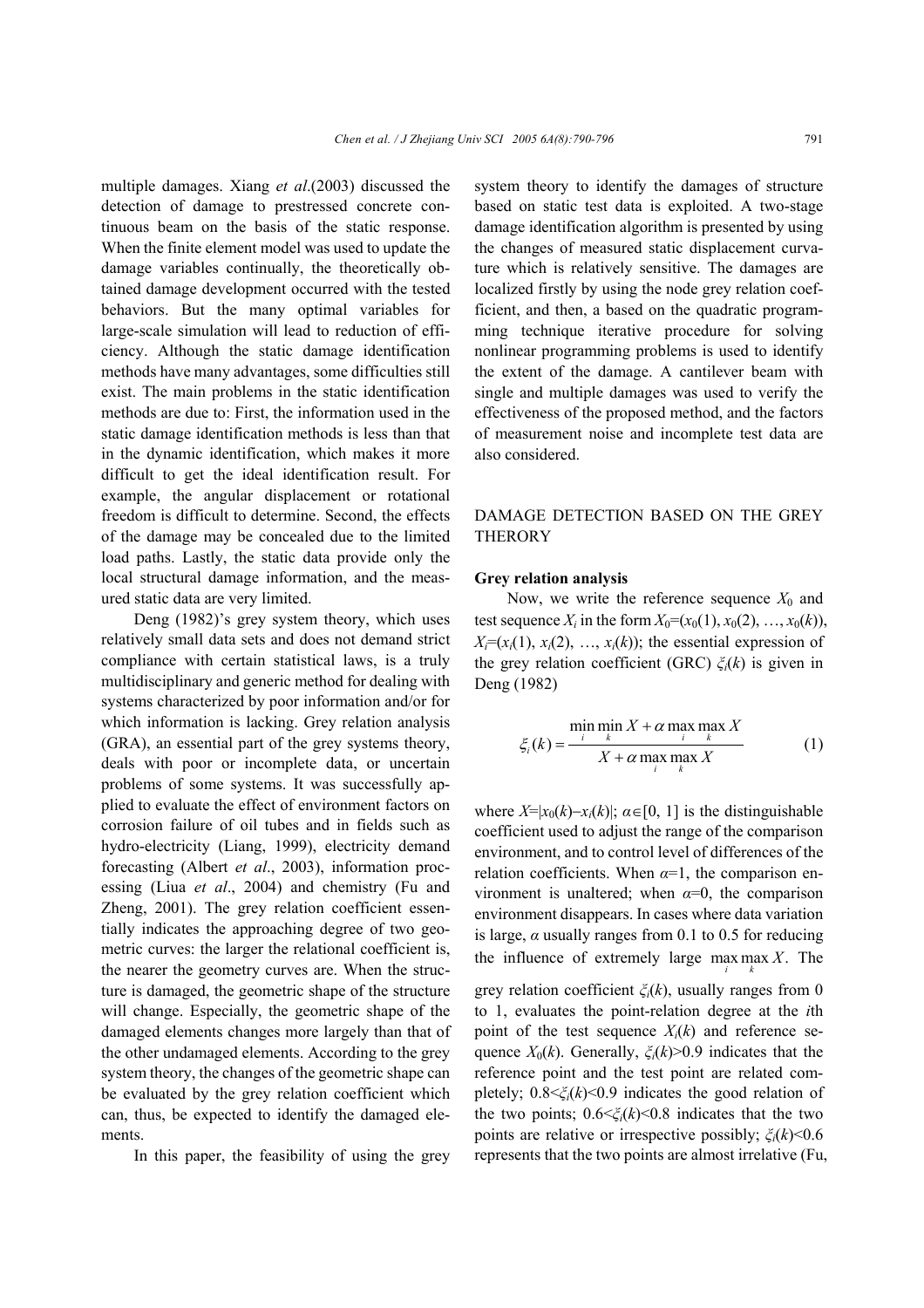multiple damages. Xiang *et al*.(2003) discussed the detection of damage to prestressed concrete continuous beam on the basis of the static response. When the finite element model was used to update the damage variables continually, the theoretically obtained damage development occurred with the tested behaviors. But the many optimal variables for large-scale simulation will lead to reduction of efficiency. Although the static damage identification methods have many advantages, some difficulties still exist. The main problems in the static identification methods are due to: First, the information used in the static damage identification methods is less than that in the dynamic identification, which makes it more difficult to get the ideal identification result. For example, the angular displacement or rotational freedom is difficult to determine. Second, the effects of the damage may be concealed due to the limited load paths. Lastly, the static data provide only the local structural damage information, and the measured static data are very limited.

Deng (1982)'s grey system theory, which uses relatively small data sets and does not demand strict compliance with certain statistical laws, is a truly multidisciplinary and generic method for dealing with systems characterized by poor information and/or for which information is lacking. Grey relation analysis (GRA), an essential part of the grey systems theory, deals with poor or incomplete data, or uncertain problems of some systems. It was successfully applied to evaluate the effect of environment factors on corrosion failure of oil tubes and in fields such as hydro-electricity (Liang, 1999), electricity demand forecasting (Albert *et al*., 2003), information processing (Liua *et al*., 2004) and chemistry (Fu and Zheng, 2001). The grey relation coefficient essentially indicates the approaching degree of two geometric curves: the larger the relational coefficient is, the nearer the geometry curves are. When the structure is damaged, the geometric shape of the structure will change. Especially, the geometric shape of the damaged elements changes more largely than that of the other undamaged elements. According to the grey system theory, the changes of the geometric shape can be evaluated by the grey relation coefficient which can, thus, be expected to identify the damaged elements.

In this paper, the feasibility of using the grey system theory to identify the damages of structure based on static test data is exploited. A two-stage damage identification algorithm is presented by using the changes of measured static displacement curvature which is relatively sensitive. The damages are localized firstly by using the node grey relation coefficient, and then, a based on the quadratic programming technique iterative procedure for solving nonlinear programming problems is used to identify the extent of the damage. A cantilever beam with single and multiple damages was used to verify the effectiveness of the proposed method, and the factors of measurement noise and incomplete test data are also considered.

## DAMAGE DETECTION BASED ON THE GREY THERORY

### Grey relation analysis

Now, we write the reference sequence $X_0$ and test sequence $X_i$ in the form $X_0=(x_0(1), x_0(2), \ldots, x_0(k))$, $X_i=(x_i(1), x_i(2), \ldots, x_i(k))$; the essential expression of the grey relation coefficient (GRC) $\xi_i(k)$ is given in Deng (1982)

$$\xi_i(k) = \frac{\min_i \min_k X + \alpha \max_i \max_k X}{X + \alpha \max_i \max_k X} \tag{1}$$

where $X=|x_0(k)-x_i(k)|$; $\alpha\in[0, 1]$ is the distinguishable coefficient used to adjust the range of the comparison environment, and to control level of differences of the relation coefficients. When $\alpha=1$, the comparison environment is unaltered; when $\alpha=0$, the comparison environment disappears. In cases where data variation is large, $\alpha$ usually ranges from 0.1 to 0.5 for reducing the influence of extremely large $\max_i \max_k X$. The grey relation coefficient $\xi_i(k)$, usually ranges from 0 to 1, evaluates the point-relation degree at the $i$th point of the test sequence $X_i(k)$ and reference sequence $X_0(k)$. Generally, $\xi_i(k)>0.9$ indicates that the reference point and the test point are related completely; $0.8<\xi_i(k)<0.9$ indicates the good relation of the two points; $0.6<\xi_i(k)<0.8$ indicates that the two points are relative or irrespective possibly; $\xi_i(k)<0.6$ represents that the two points are almost irrelative (Fu,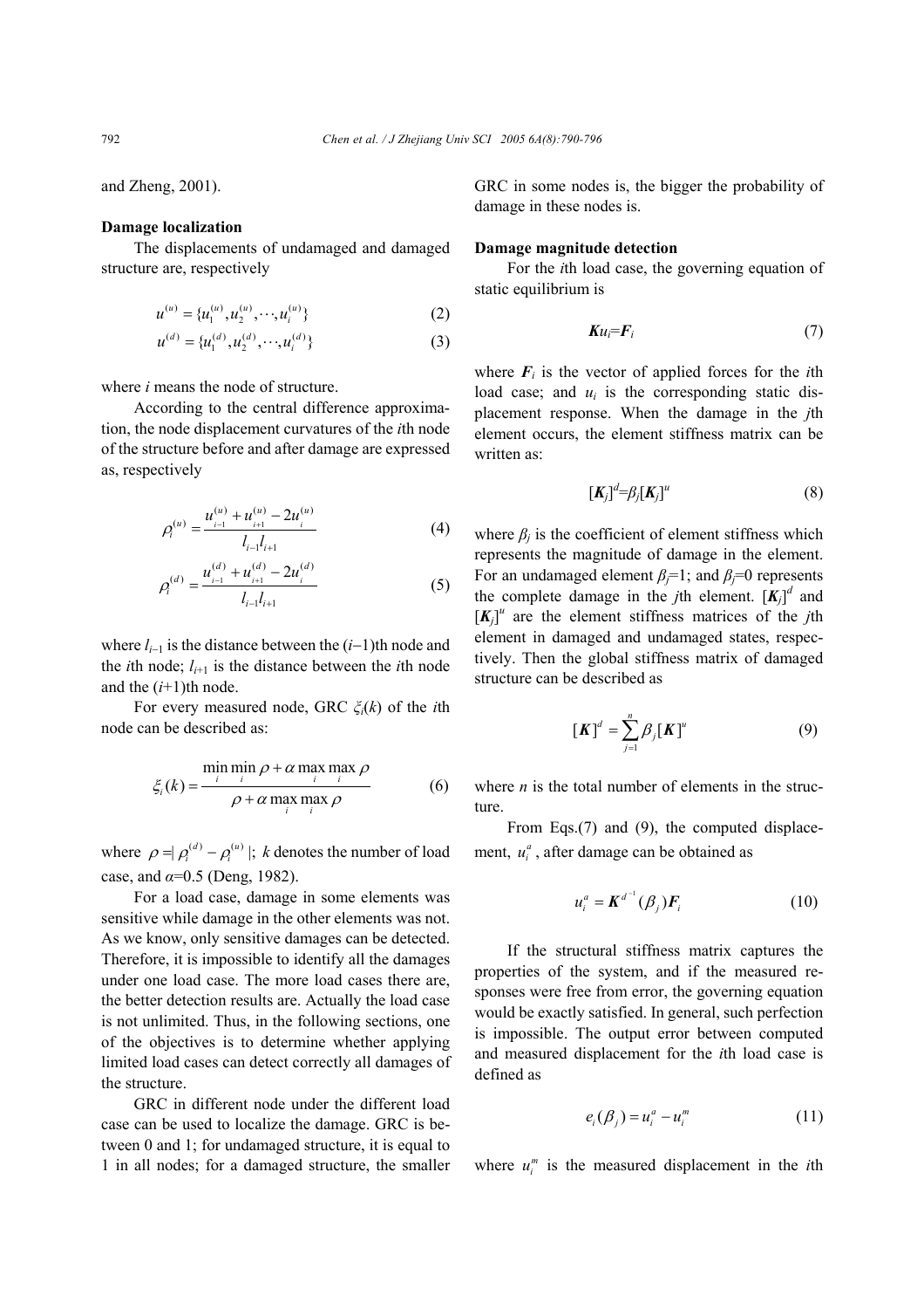and Zheng, 2001).

**Damage localization**

The displacements of undamaged and damaged structure are, respectively

$$u^{(u)}=\{u_1^{(u)},u_2^{(u)},\cdots,u_i^{(u)}\} \tag{2}$$

$$u^{(d)}=\{u_1^{(d)},u_2^{(d)},\cdots,u_i^{(d)}\} \tag{3}$$

where $i$ means the node of structure.

According to the central difference approximation, the node displacement curvatures of the $i$th node of the structure before and after damage are expressed as, respectively

$$\rho_i^{(u)}=\frac{u_{i-1}^{(u)}+u_{i+1}^{(u)}-2u_i^{(u)}}{l_{i-1}l_{i+1}} \tag{4}$$

$$\rho_i^{(d)}=\frac{u_{i-1}^{(d)}+u_{i+1}^{(d)}-2u_i^{(d)}}{l_{i-1}l_{i+1}} \tag{5}$$

where $l_{i-1}$ is the distance between the $(i-1)$th node and the $i$th node; $l_{i+1}$ is the distance between the $i$th node and the $(i+1)$th node.

For every measured node, GRC $\xi_i(k)$ of the $i$th node can be described as:

$$\xi_i(k)=\frac{\min\limits_i\min\limits_i\rho+\alpha\max\limits_i\max\limits_i\rho}{\rho+\alpha\max\limits_i\max\limits_i\rho} \tag{6}$$

where $\rho=|\rho_i^{(d)}-\rho_i^{(u)}|$; $k$ denotes the number of load case, and $\alpha$=0.5 (Deng, 1982).

For a load case, damage in some elements was sensitive while damage in the other elements was not. As we know, only sensitive damages can be detected. Therefore, it is impossible to identify all the damages under one load case. The more load cases there are, the better detection results are. Actually the load case is not unlimited. Thus, in the following sections, one of the objectives is to determine whether applying limited load cases can detect correctly all damages of the structure.

GRC in different node under the different load case can be used to localize the damage. GRC is between 0 and 1; for undamaged structure, it is equal to 1 in all nodes; for a damaged structure, the smaller GRC in some nodes is, the bigger the probability of damage in these nodes is.

**Damage magnitude detection**

For the $i$th load case, the governing equation of static equilibrium is

$$\boldsymbol{K}u_i=\boldsymbol{F}_i \tag{7}$$

where $\boldsymbol{F}_i$ is the vector of applied forces for the $i$th load case; and $u_i$ is the corresponding static displacement response. When the damage in the $j$th element occurs, the element stiffness matrix can be written as:

$$[\boldsymbol{K}_j]^d=\beta_j[\boldsymbol{K}_j]^u \tag{8}$$

where $\beta_j$ is the coefficient of element stiffness which represents the magnitude of damage in the element. For an undamaged element $\beta_j$=1; and $\beta_j$=0 represents the complete damage in the $j$th element. $[\boldsymbol{K}_j]^d$ and $[\boldsymbol{K}_j]^u$ are the element stiffness matrices of the $j$th element in damaged and undamaged states, respectively. Then the global stiffness matrix of damaged structure can be described as

$$[\boldsymbol{K}]^d=\sum_{j=1}^{n}\beta_j[\boldsymbol{K}]^u \tag{9}$$

where $n$ is the total number of elements in the structure.

From Eqs.(7) and (9), the computed displacement, $u_i^a$, after damage can be obtained as

$$u_i^a=\boldsymbol{K}^{d^{-1}}(\beta_j)\boldsymbol{F}_i \tag{10}$$

If the structural stiffness matrix captures the properties of the system, and if the measured responses were free from error, the governing equation would be exactly satisfied. In general, such perfection is impossible. The output error between computed and measured displacement for the $i$th load case is defined as

$$e_i(\beta_j)=u_i^a-u_i^m \tag{11}$$

where $u_i^m$ is the measured displacement in the $i$th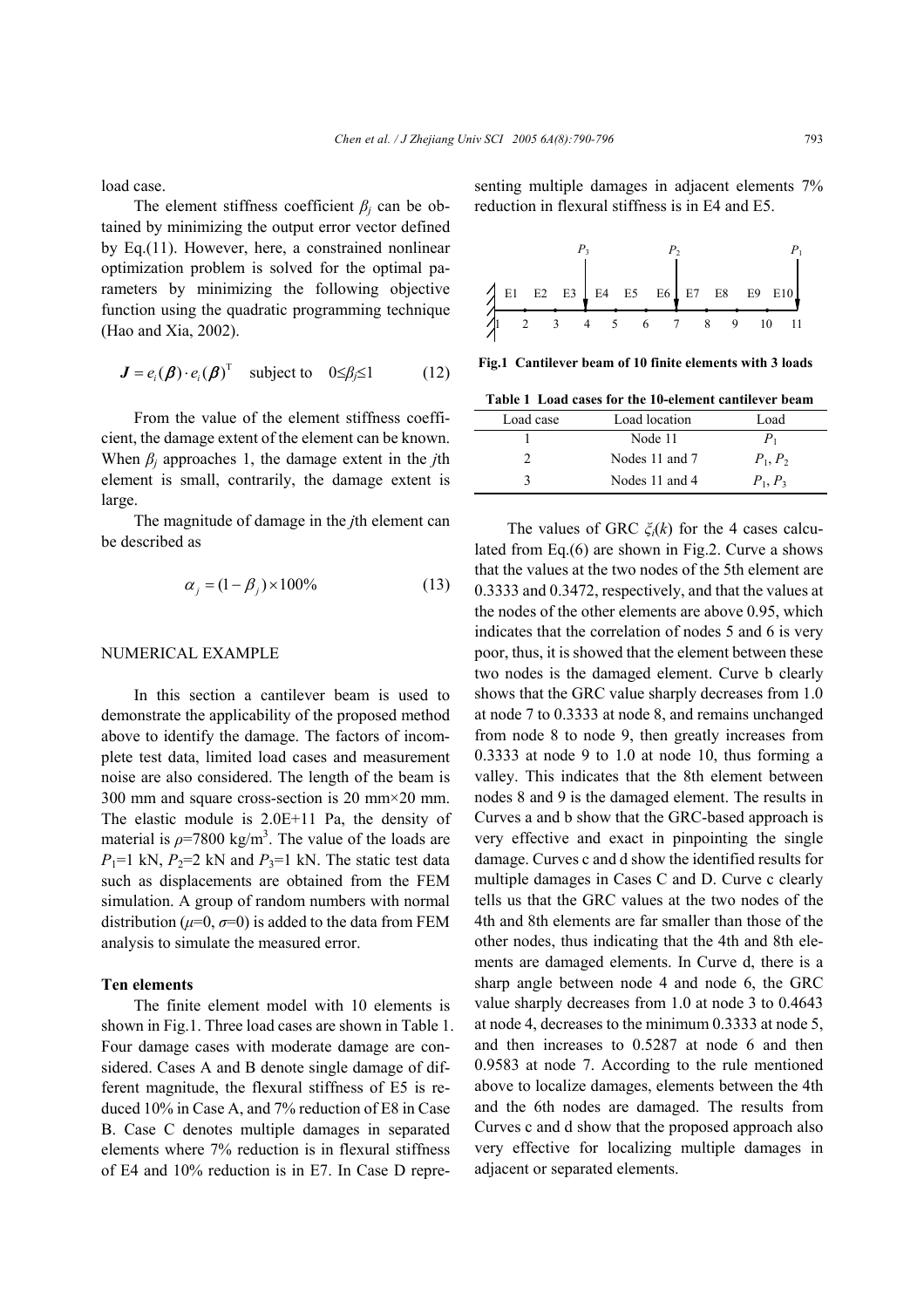load case.

The element stiffness coefficient $\beta_j$ can be obtained by minimizing the output error vector defined by Eq.(11). However, here, a constrained nonlinear optimization problem is solved for the optimal parameters by minimizing the following objective function using the quadratic programming technique (Hao and Xia, 2002).

$$\boldsymbol{J} = e_i(\boldsymbol{\beta}) \cdot e_i(\boldsymbol{\beta})^{\mathrm{T}} \quad \text{subject to} \quad 0 \leq \beta_j \leq 1 \tag{12}$$

From the value of the element stiffness coefficient, the damage extent of the element can be known. When $\beta_j$ approaches 1, the damage extent in the $j$th element is small, contrarily, the damage extent is large.

The magnitude of damage in the $j$th element can be described as

$$\alpha_j = (1 - \beta_j) \times 100\% \tag{13}$$

## NUMERICAL EXAMPLE

In this section a cantilever beam is used to demonstrate the applicability of the proposed method above to identify the damage. The factors of incomplete test data, limited load cases and measurement noise are also considered. The length of the beam is 300 mm and square cross-section is 20 mm×20 mm. The elastic module is 2.0E+11 Pa, the density of material is $\rho$=7800 kg/m$^3$. The value of the loads are $P_1$=1 kN, $P_2$=2 kN and $P_3$=1 kN. The static test data such as displacements are obtained from the FEM simulation. A group of random numbers with normal distribution ($\mu$=0, $\sigma$=0) is added to the data from FEM analysis to simulate the measured error.

### Ten elements

The finite element model with 10 elements is shown in Fig.1. Three load cases are shown in Table 1. Four damage cases with moderate damage are considered. Cases A and B denote single damage of different magnitude, the flexural stiffness of E5 is reduced 10% in Case A, and 7% reduction of E8 in Case B. Case C denotes multiple damages in separated elements where 7% reduction is in flexural stiffness of E4 and 10% reduction is in E7. In Case D representing multiple damages in adjacent elements 7% reduction in flexural stiffness is in E4 and E5.

**Fig.1 Cantilever beam of 10 finite elements with 3 loads**

**Table 1 Load cases for the 10-element cantilever beam**

| Load case | Load location | Load |
|---|---|---|
| 1 | Node 11 | $P_1$ |
| 2 | Nodes 11 and 7 | $P_1$, $P_2$ |
| 3 | Nodes 11 and 4 | $P_1$, $P_3$ |

The values of GRC $\xi_i(k)$ for the 4 cases calculated from Eq.(6) are shown in Fig.2. Curve a shows that the values at the two nodes of the 5th element are 0.3333 and 0.3472, respectively, and that the values at the nodes of the other elements are above 0.95, which indicates that the correlation of nodes 5 and 6 is very poor, thus, it is showed that the element between these two nodes is the damaged element. Curve b clearly shows that the GRC value sharply decreases from 1.0 at node 7 to 0.3333 at node 8, and remains unchanged from node 8 to node 9, then greatly increases from 0.3333 at node 9 to 1.0 at node 10, thus forming a valley. This indicates that the 8th element between nodes 8 and 9 is the damaged element. The results in Curves a and b show that the GRC-based approach is very effective and exact in pinpointing the single damage. Curves c and d show the identified results for multiple damages in Cases C and D. Curve c clearly tells us that the GRC values at the two nodes of the 4th and 8th elements are far smaller than those of the other nodes, thus indicating that the 4th and 8th elements are damaged elements. In Curve d, there is a sharp angle between node 4 and node 6, the GRC value sharply decreases from 1.0 at node 3 to 0.4643 at node 4, decreases to the minimum 0.3333 at node 5, and then increases to 0.5287 at node 6 and then 0.9583 at node 7. According to the rule mentioned above to localize damages, elements between the 4th and the 6th nodes are damaged. The results from Curves c and d show that the proposed approach also very effective for localizing multiple damages in adjacent or separated elements.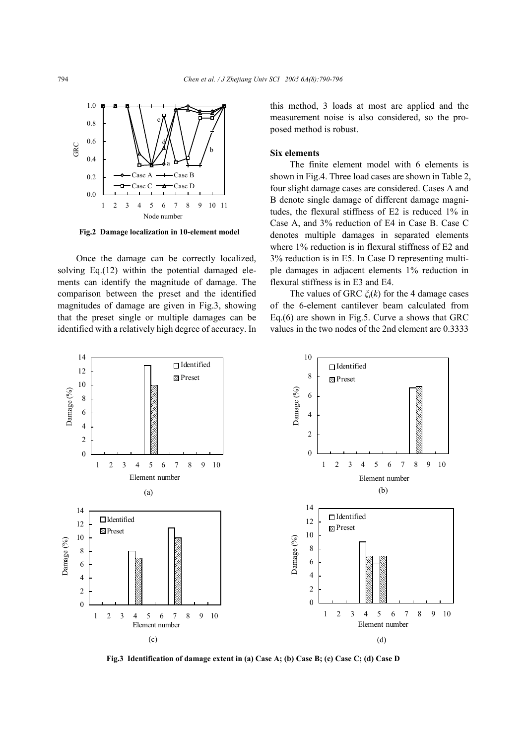Fig.2 Damage localization in 10-element model

Once the damage can be correctly localized, solving Eq.(12) within the potential damaged elements can identify the magnitude of damage. The comparison between the preset and the identified magnitudes of damage are given in Fig.3, showing that the preset single or multiple damages can be identified with a relatively high degree of accuracy. In this method, 3 loads at most are applied and the measurement noise is also considered, so the proposed method is robust.

**Six elements**

The finite element model with 6 elements is shown in Fig.4. Three load cases are shown in Table 2, four slight damage cases are considered. Cases A and B denote single damage of different damage magnitudes, the flexural stiffness of E2 is reduced 1% in Case A, and 3% reduction of E4 in Case B. Case C denotes multiple damages in separated elements where 1% reduction is in flexural stiffness of E2 and 3% reduction is in E5. In Case D representing multiple damages in adjacent elements 1% reduction in flexural stiffness is in E3 and E4.

The values of GRC $\xi_i(k)$ for the 4 damage cases of the 6-element cantilever beam calculated from Eq.(6) are shown in Fig.5. Curve a shows that GRC values in the two nodes of the 2nd element are 0.3333

Fig.3 Identification of damage extent in (a) Case A; (b) Case B; (c) Case C; (d) Case D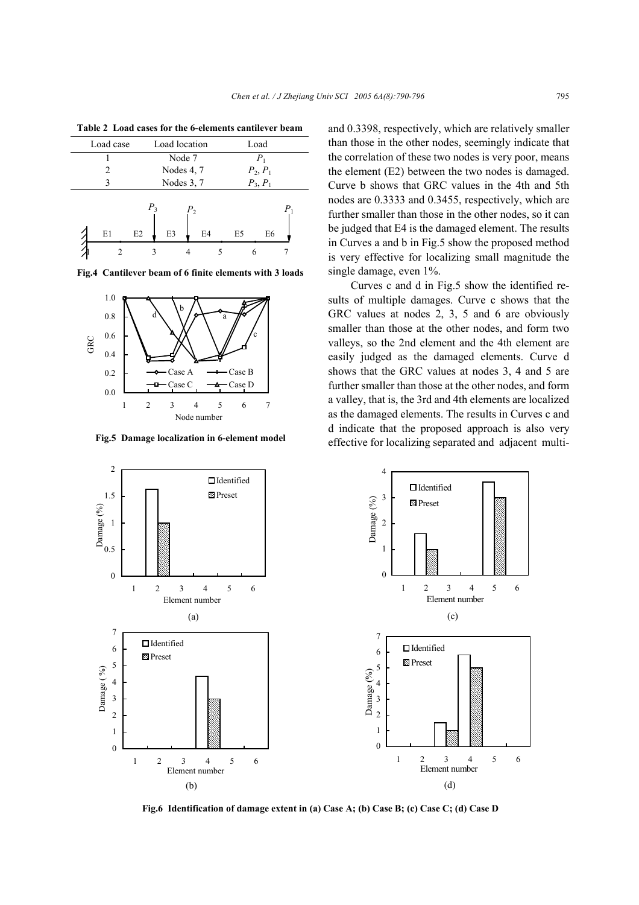**Table 2 Load cases for the 6-elements cantilever beam**

| Load case | Load location | Load |
|---|---|---|
| 1 | Node 7 | $P_1$ |
| 2 | Nodes 4, 7 | $P_2$, $P_1$ |
| 3 | Nodes 3, 7 | $P_3$, $P_1$ |

**Fig.4 Cantilever beam of 6 finite elements with 3 loads**

**Fig.5 Damage localization in 6-element model**

and 0.3398, respectively, which are relatively smaller than those in the other nodes, seemingly indicate that the correlation of these two nodes is very poor, means the element (E2) between the two nodes is damaged. Curve b shows that GRC values in the 4th and 5th nodes are 0.3333 and 0.3455, respectively, which are further smaller than those in the other nodes, so it can be judged that E4 is the damaged element. The results in Curves a and b in Fig.5 show the proposed method is very effective for localizing small magnitude the single damage, even 1%.

Curves c and d in Fig.5 show the identified results of multiple damages. Curve c shows that the GRC values at nodes 2, 3, 5 and 6 are obviously smaller than those at the other nodes, and form two valleys, so the 2nd element and the 4th element are easily judged as the damaged elements. Curve d shows that the GRC values at nodes 3, 4 and 5 are further smaller than those at the other nodes, and form a valley, that is, the 3rd and 4th elements are localized as the damaged elements. The results in Curves c and d indicate that the proposed approach is also very effective for localizing separated and adjacent multi-

**Fig.6 Identification of damage extent in (a) Case A; (b) Case B; (c) Case C; (d) Case D**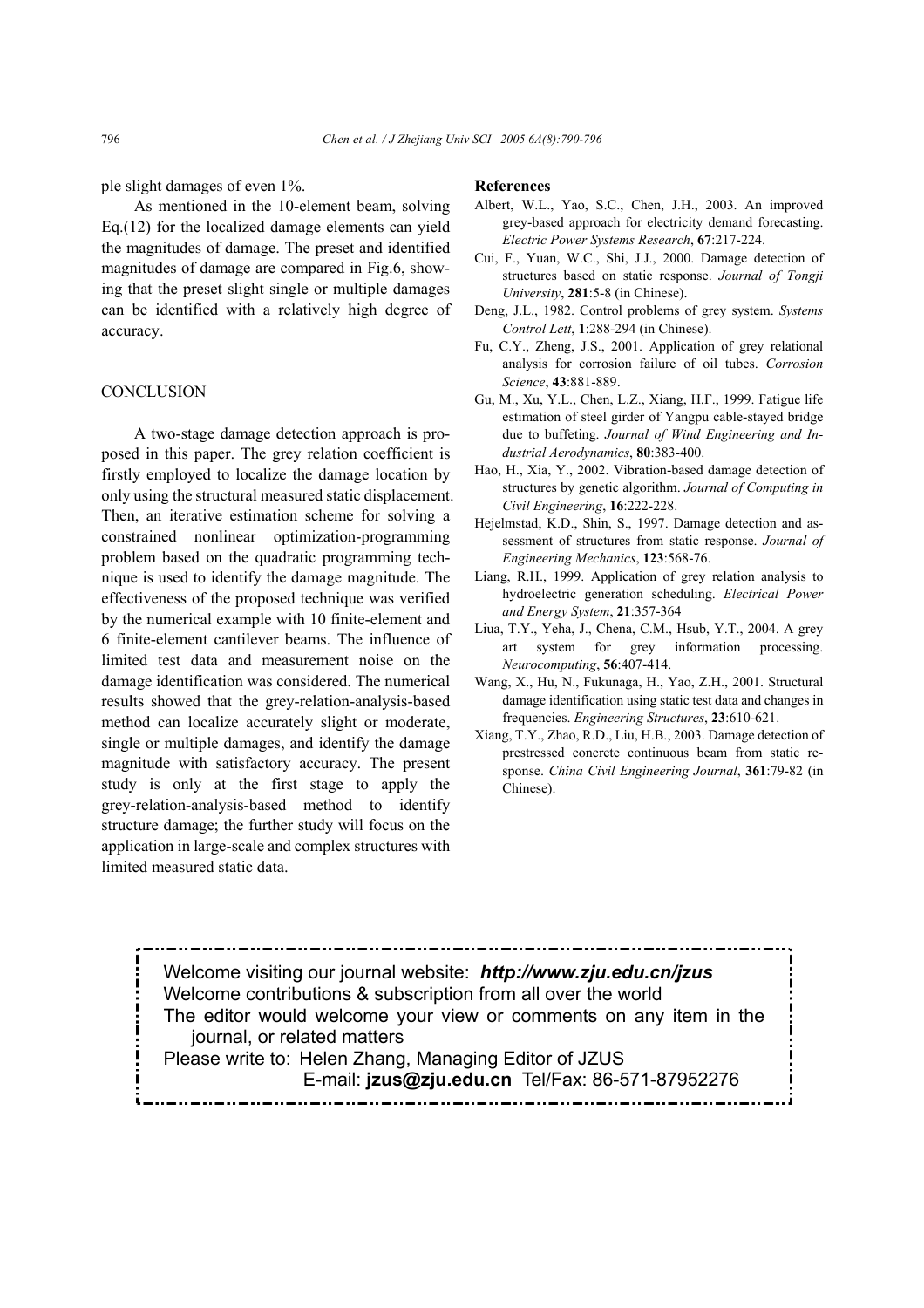ple slight damages of even 1%.

As mentioned in the 10-element beam, solving Eq.(12) for the localized damage elements can yield the magnitudes of damage. The preset and identified magnitudes of damage are compared in Fig.6, showing that the preset slight single or multiple damages can be identified with a relatively high degree of accuracy.

## CONCLUSION

A two-stage damage detection approach is proposed in this paper. The grey relation coefficient is firstly employed to localize the damage location by only using the structural measured static displacement. Then, an iterative estimation scheme for solving a constrained nonlinear optimization-programming problem based on the quadratic programming technique is used to identify the damage magnitude. The effectiveness of the proposed technique was verified by the numerical example with 10 finite-element and 6 finite-element cantilever beams. The influence of limited test data and measurement noise on the damage identification was considered. The numerical results showed that the grey-relation-analysis-based method can localize accurately slight or moderate, single or multiple damages, and identify the damage magnitude with satisfactory accuracy. The present study is only at the first stage to apply the grey-relation-analysis-based method to identify structure damage; the further study will focus on the application in large-scale and complex structures with limited measured static data.

## References

Albert, W.L., Yao, S.C., Chen, J.H., 2003. An improved grey-based approach for electricity demand forecasting. *Electric Power Systems Research*, **67**:217-224.

Cui, F., Yuan, W.C., Shi, J.J., 2000. Damage detection of structures based on static response. *Journal of Tongji University*, **281**:5-8 (in Chinese).

Deng, J.L., 1982. Control problems of grey system. *Systems Control Lett*, **1**:288-294 (in Chinese).

Fu, C.Y., Zheng, J.S., 2001. Application of grey relational analysis for corrosion failure of oil tubes. *Corrosion Science*, **43**:881-889.

Gu, M., Xu, Y.L., Chen, L.Z., Xiang, H.F., 1999. Fatigue life estimation of steel girder of Yangpu cable-stayed bridge due to buffeting. *Journal of Wind Engineering and Industrial Aerodynamics*, **80**:383-400.

Hao, H., Xia, Y., 2002. Vibration-based damage detection of structures by genetic algorithm. *Journal of Computing in Civil Engineering*, **16**:222-228.

Hejelmstad, K.D., Shin, S., 1997. Damage detection and assessment of structures from static response. *Journal of Engineering Mechanics*, **123**:568-76.

Liang, R.H., 1999. Application of grey relation analysis to hydroelectric generation scheduling. *Electrical Power and Energy System*, **21**:357-364

Liua, T.Y., Yeha, J., Chena, C.M., Hsub, Y.T., 2004. A grey art system for grey information processing. *Neurocomputing*, **56**:407-414.

Wang, X., Hu, N., Fukunaga, H., Yao, Z.H., 2001. Structural damage identification using static test data and changes in frequencies. *Engineering Structures*, **23**:610-621.

Xiang, T.Y., Zhao, R.D., Liu, H.B., 2003. Damage detection of prestressed concrete continuous beam from static response. *China Civil Engineering Journal*, **361**:79-82 (in Chinese).

Welcome visiting our journal website: ***http://www.zju.edu.cn/jzus***
Welcome contributions & subscription from all over the world
The editor would welcome your view or comments on any item in the journal, or related matters
Please write to: Helen Zhang, Managing Editor of JZUS
E-mail: **jzus@zju.edu.cn** Tel/Fax: 86-571-87952276